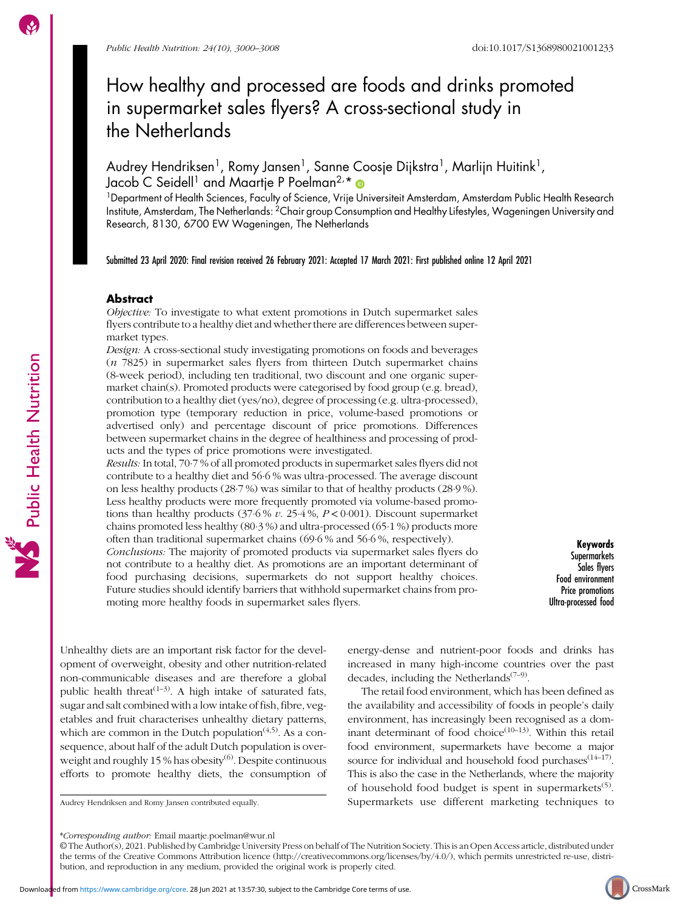# How healthy and processed are foods and drinks promoted in supermarket sales flyers? A cross-sectional study in the Netherlands

Audrey Hendriksen[1], Romy Jansen[1], Sanne Coosje Dijkstra[1], Marlijn Huitink[1], Jacob C Seidell[1] and Maartje P Poelman[2,*]

[1]Department of Health Sciences, Faculty of Science, Vrije Universiteit Amsterdam, Amsterdam Public Health Research Institute, Amsterdam, The Netherlands: [2]Chair group Consumption and Healthy Lifestyles, Wageningen University and Research, 8130, 6700 EW Wageningen, The Netherlands

Submitted 23 April 2020: Final revision received 26 February 2021: Accepted 17 March 2021: First published online 12 April 2021

## Abstract

*Objective:* To investigate to what extent promotions in Dutch supermarket sales flyers contribute to a healthy diet and whether there are differences between supermarket types.

*Design:* A cross-sectional study investigating promotions on foods and beverages (*n* 7825) in supermarket sales flyers from thirteen Dutch supermarket chains (8-week period), including ten traditional, two discount and one organic supermarket chain(s). Promoted products were categorised by food group (e.g. bread), contribution to a healthy diet (yes/no), degree of processing (e.g. ultra-processed), promotion type (temporary reduction in price, volume-based promotions or advertised only) and percentage discount of price promotions. Differences between supermarket chains in the degree of healthiness and processing of products and the types of price promotions were investigated.

*Results:* In total, 70·7 % of all promoted products in supermarket sales flyers did not contribute to a healthy diet and 56·6 % was ultra-processed. The average discount on less healthy products (28·7 %) was similar to that of healthy products (28·9 %). Less healthy products were more frequently promoted via volume-based promotions than healthy products (37·6 % *v.* 25·4 %, $P < 0{\cdot}001$). Discount supermarket chains promoted less healthy (80·3 %) and ultra-processed (65·1 %) products more often than traditional supermarket chains (69·6 % and 56·6 %, respectively).

*Conclusions:* The majority of promoted products via supermarket sales flyers do not contribute to a healthy diet. As promotions are an important determinant of food purchasing decisions, supermarkets do not support healthy choices. Future studies should identify barriers that withhold supermarket chains from promoting more healthy foods in supermarket sales flyers.

**Keywords**
Supermarkets
Sales flyers
Food environment
Price promotions
Ultra-processed food

Unhealthy diets are an important risk factor for the development of overweight, obesity and other nutrition-related non-communicable diseases and are therefore a global public health threat[1–3]. A high intake of saturated fats, sugar and salt combined with a low intake of fish, fibre, vegetables and fruit characterises unhealthy dietary patterns, which are common in the Dutch population[4,5]. As a consequence, about half of the adult Dutch population is overweight and roughly 15 % has obesity[6]. Despite continuous efforts to promote healthy diets, the consumption of energy-dense and nutrient-poor foods and drinks has increased in many high-income countries over the past decades, including the Netherlands[7–9].

The retail food environment, which has been defined as the availability and accessibility of foods in people's daily environment, has increasingly been recognised as a dominant determinant of food choice[10–13]. Within this retail food environment, supermarkets have become a major source for individual and household food purchases[14–17]. This is also the case in the Netherlands, where the majority of household food budget is spent in supermarkets[5]. Supermarkets use different marketing techniques to

Audrey Hendriksen and Romy Jansen contributed equally.

*Corresponding author: Email maartje.poelman@wur.nl

© The Author(s), 2021. Published by Cambridge University Press on behalf of The Nutrition Society. This is an Open Access article, distributed under the terms of the Creative Commons Attribution licence (http://creativecommons.org/licenses/by/4.0/), which permits unrestricted re-use, distribution, and reproduction in any medium, provided the original work is properly cited.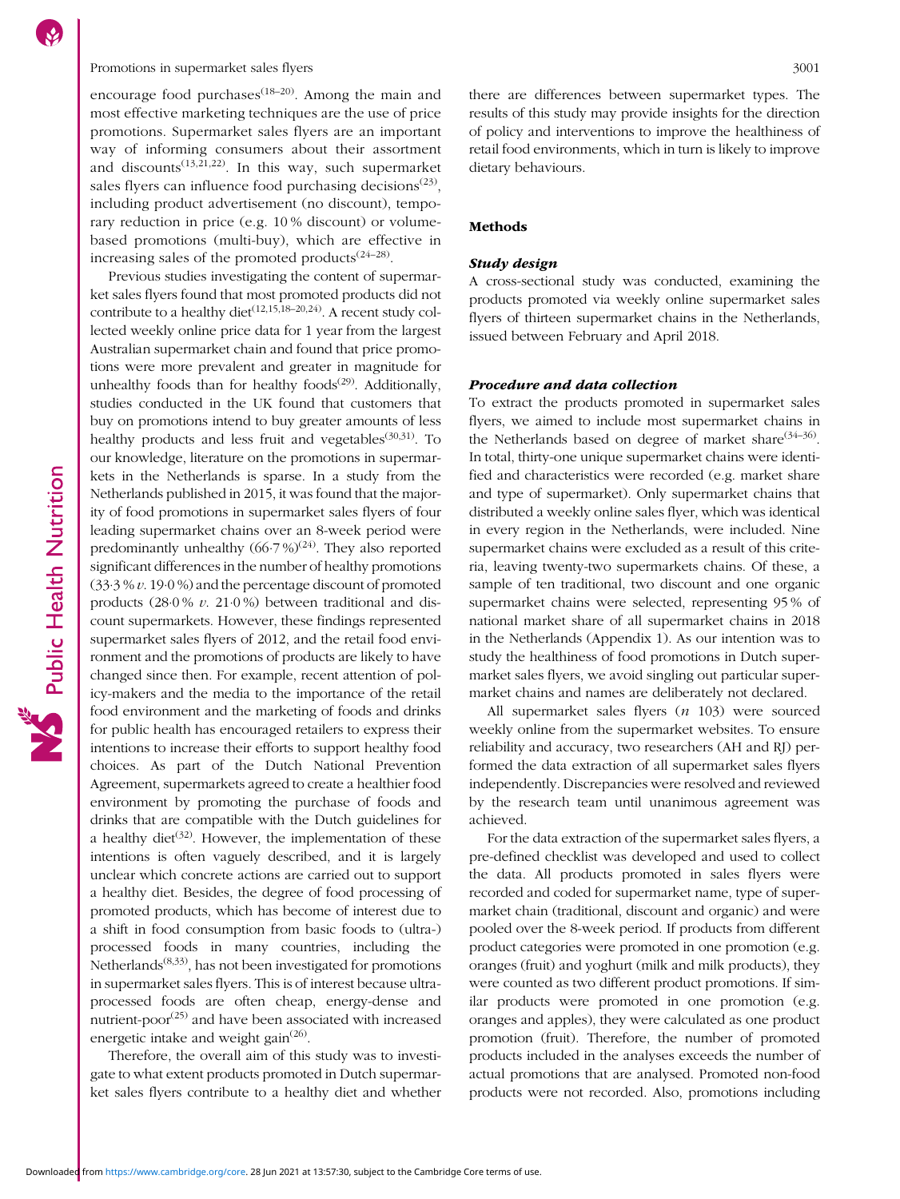encourage food purchases[18–20]. Among the main and most effective marketing techniques are the use of price promotions. Supermarket sales flyers are an important way of informing consumers about their assortment and discounts[13,21,22]. In this way, such supermarket sales flyers can influence food purchasing decisions[23], including product advertisement (no discount), temporary reduction in price (e.g. 10 % discount) or volume-based promotions (multi-buy), which are effective in increasing sales of the promoted products[24–28].

Previous studies investigating the content of supermarket sales flyers found that most promoted products did not contribute to a healthy diet[12,15,18–20,24]. A recent study collected weekly online price data for 1 year from the largest Australian supermarket chain and found that price promotions were more prevalent and greater in magnitude for unhealthy foods than for healthy foods[29]. Additionally, studies conducted in the UK found that customers that buy on promotions intend to buy greater amounts of less healthy products and less fruit and vegetables[30,31]. To our knowledge, literature on the promotions in supermarkets in the Netherlands is sparse. In a study from the Netherlands published in 2015, it was found that the majority of food promotions in supermarket sales flyers of four leading supermarket chains over an 8-week period were predominantly unhealthy (66·7 %)[24]. They also reported significant differences in the number of healthy promotions (33·3 % *v.* 19·0 %) and the percentage discount of promoted products (28·0 % *v.* 21·0 %) between traditional and discount supermarkets. However, these findings represented supermarket sales flyers of 2012, and the retail food environment and the promotions of products are likely to have changed since then. For example, recent attention of policy-makers and the media to the importance of the retail food environment and the marketing of foods and drinks for public health has encouraged retailers to express their intentions to increase their efforts to support healthy food choices. As part of the Dutch National Prevention Agreement, supermarkets agreed to create a healthier food environment by promoting the purchase of foods and drinks that are compatible with the Dutch guidelines for a healthy diet[32]. However, the implementation of these intentions is often vaguely described, and it is largely unclear which concrete actions are carried out to support a healthy diet. Besides, the degree of food processing of promoted products, which has become of interest due to a shift in food consumption from basic foods to (ultra-) processed foods in many countries, including the Netherlands[8,33], has not been investigated for promotions in supermarket sales flyers. This is of interest because ultra-processed foods are often cheap, energy-dense and nutrient-poor[25] and have been associated with increased energetic intake and weight gain[26].

Therefore, the overall aim of this study was to investigate to what extent products promoted in Dutch supermarket sales flyers contribute to a healthy diet and whether there are differences between supermarket types. The results of this study may provide insights for the direction of policy and interventions to improve the healthiness of retail food environments, which in turn is likely to improve dietary behaviours.

## Methods

### *Study design*

A cross-sectional study was conducted, examining the products promoted via weekly online supermarket sales flyers of thirteen supermarket chains in the Netherlands, issued between February and April 2018.

### *Procedure and data collection*

To extract the products promoted in supermarket sales flyers, we aimed to include most supermarket chains in the Netherlands based on degree of market share[34–36]. In total, thirty-one unique supermarket chains were identified and characteristics were recorded (e.g. market share and type of supermarket). Only supermarket chains that distributed a weekly online sales flyer, which was identical in every region in the Netherlands, were included. Nine supermarket chains were excluded as a result of this criteria, leaving twenty-two supermarkets chains. Of these, a sample of ten traditional, two discount and one organic supermarket chains were selected, representing 95 % of national market share of all supermarket chains in 2018 in the Netherlands (Appendix 1). As our intention was to study the healthiness of food promotions in Dutch supermarket sales flyers, we avoid singling out particular supermarket chains and names are deliberately not declared.

All supermarket sales flyers (*n* 103) were sourced weekly online from the supermarket websites. To ensure reliability and accuracy, two researchers (AH and RJ) performed the data extraction of all supermarket sales flyers independently. Discrepancies were resolved and reviewed by the research team until unanimous agreement was achieved.

For the data extraction of the supermarket sales flyers, a pre-defined checklist was developed and used to collect the data. All products promoted in sales flyers were recorded and coded for supermarket name, type of supermarket chain (traditional, discount and organic) and were pooled over the 8-week period. If products from different product categories were promoted in one promotion (e.g. oranges (fruit) and yoghurt (milk and milk products), they were counted as two different product promotions. If similar products were promoted in one promotion (e.g. oranges and apples), they were calculated as one product promotion (fruit). Therefore, the number of promoted products included in the analyses exceeds the number of actual promotions that are analysed. Promoted non-food products were not recorded. Also, promotions including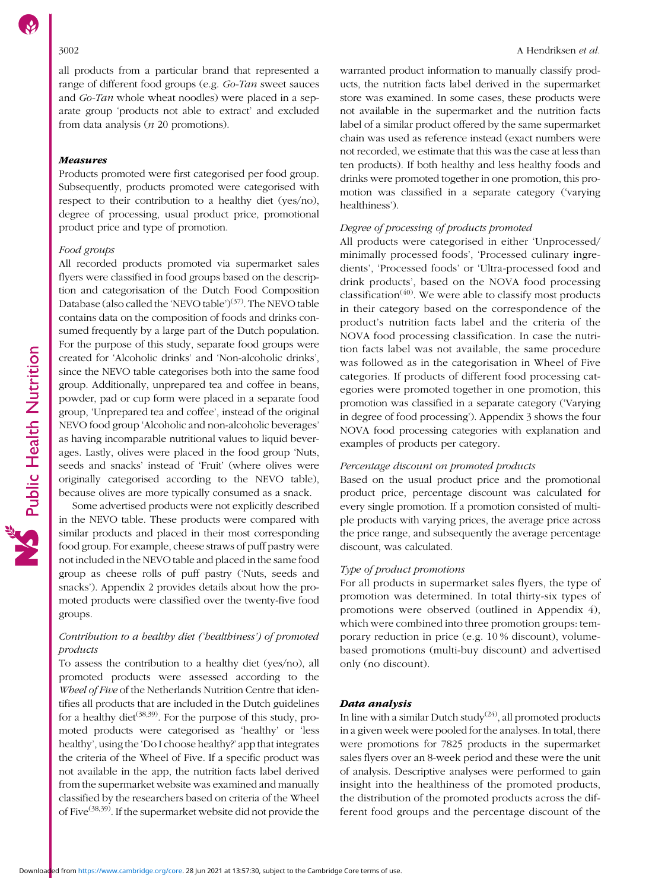all products from a particular brand that represented a range of different food groups (e.g. *Go-Tan* sweet sauces and *Go-Tan* whole wheat noodles) were placed in a separate group 'products not able to extract' and excluded from data analysis (*n* 20 promotions).

### Measures

Products promoted were first categorised per food group. Subsequently, products promoted were categorised with respect to their contribution to a healthy diet (yes/no), degree of processing, usual product price, promotional product price and type of promotion.

#### *Food groups*

All recorded products promoted via supermarket sales flyers were classified in food groups based on the description and categorisation of the Dutch Food Composition Database (also called the 'NEVO table')[37]. The NEVO table contains data on the composition of foods and drinks consumed frequently by a large part of the Dutch population. For the purpose of this study, separate food groups were created for 'Alcoholic drinks' and 'Non-alcoholic drinks', since the NEVO table categorises both into the same food group. Additionally, unprepared tea and coffee in beans, powder, pad or cup form were placed in a separate food group, 'Unprepared tea and coffee', instead of the original NEVO food group 'Alcoholic and non-alcoholic beverages' as having incomparable nutritional values to liquid beverages. Lastly, olives were placed in the food group 'Nuts, seeds and snacks' instead of 'Fruit' (where olives were originally categorised according to the NEVO table), because olives are more typically consumed as a snack.

Some advertised products were not explicitly described in the NEVO table. These products were compared with similar products and placed in their most corresponding food group. For example, cheese straws of puff pastry were not included in the NEVO table and placed in the same food group as cheese rolls of puff pastry ('Nuts, seeds and snacks'). Appendix 2 provides details about how the promoted products were classified over the twenty-five food groups.

#### *Contribution to a healthy diet ('healthiness') of promoted products*

To assess the contribution to a healthy diet (yes/no), all promoted products were assessed according to the *Wheel of Five* of the Netherlands Nutrition Centre that identifies all products that are included in the Dutch guidelines for a healthy diet[38,39]. For the purpose of this study, promoted products were categorised as 'healthy' or 'less healthy', using the 'Do I choose healthy?' app that integrates the criteria of the Wheel of Five. If a specific product was not available in the app, the nutrition facts label derived from the supermarket website was examined and manually classified by the researchers based on criteria of the Wheel of Five[38,39]. If the supermarket website did not provide the warranted product information to manually classify products, the nutrition facts label derived in the supermarket store was examined. In some cases, these products were not available in the supermarket and the nutrition facts label of a similar product offered by the same supermarket chain was used as reference instead (exact numbers were not recorded, we estimate that this was the case at less than ten products). If both healthy and less healthy foods and drinks were promoted together in one promotion, this promotion was classified in a separate category ('varying healthiness').

#### *Degree of processing of products promoted*

All products were categorised in either 'Unprocessed/minimally processed foods', 'Processed culinary ingredients', 'Processed foods' or 'Ultra-processed food and drink products', based on the NOVA food processing classification[40]. We were able to classify most products in their category based on the correspondence of the product's nutrition facts label and the criteria of the NOVA food processing classification. In case the nutrition facts label was not available, the same procedure was followed as in the categorisation in Wheel of Five categories. If products of different food processing categories were promoted together in one promotion, this promotion was classified in a separate category ('Varying in degree of food processing'). Appendix 3 shows the four NOVA food processing categories with explanation and examples of products per category.

#### *Percentage discount on promoted products*

Based on the usual product price and the promotional product price, percentage discount was calculated for every single promotion. If a promotion consisted of multiple products with varying prices, the average price across the price range, and subsequently the average percentage discount, was calculated.

#### *Type of product promotions*

For all products in supermarket sales flyers, the type of promotion was determined. In total thirty-six types of promotions were observed (outlined in Appendix 4), which were combined into three promotion groups: temporary reduction in price (e.g. 10 % discount), volume-based promotions (multi-buy discount) and advertised only (no discount).

### Data analysis

In line with a similar Dutch study[24], all promoted products in a given week were pooled for the analyses. In total, there were promotions for 7825 products in the supermarket sales flyers over an 8-week period and these were the unit of analysis. Descriptive analyses were performed to gain insight into the healthiness of the promoted products, the distribution of the promoted products across the different food groups and the percentage discount of the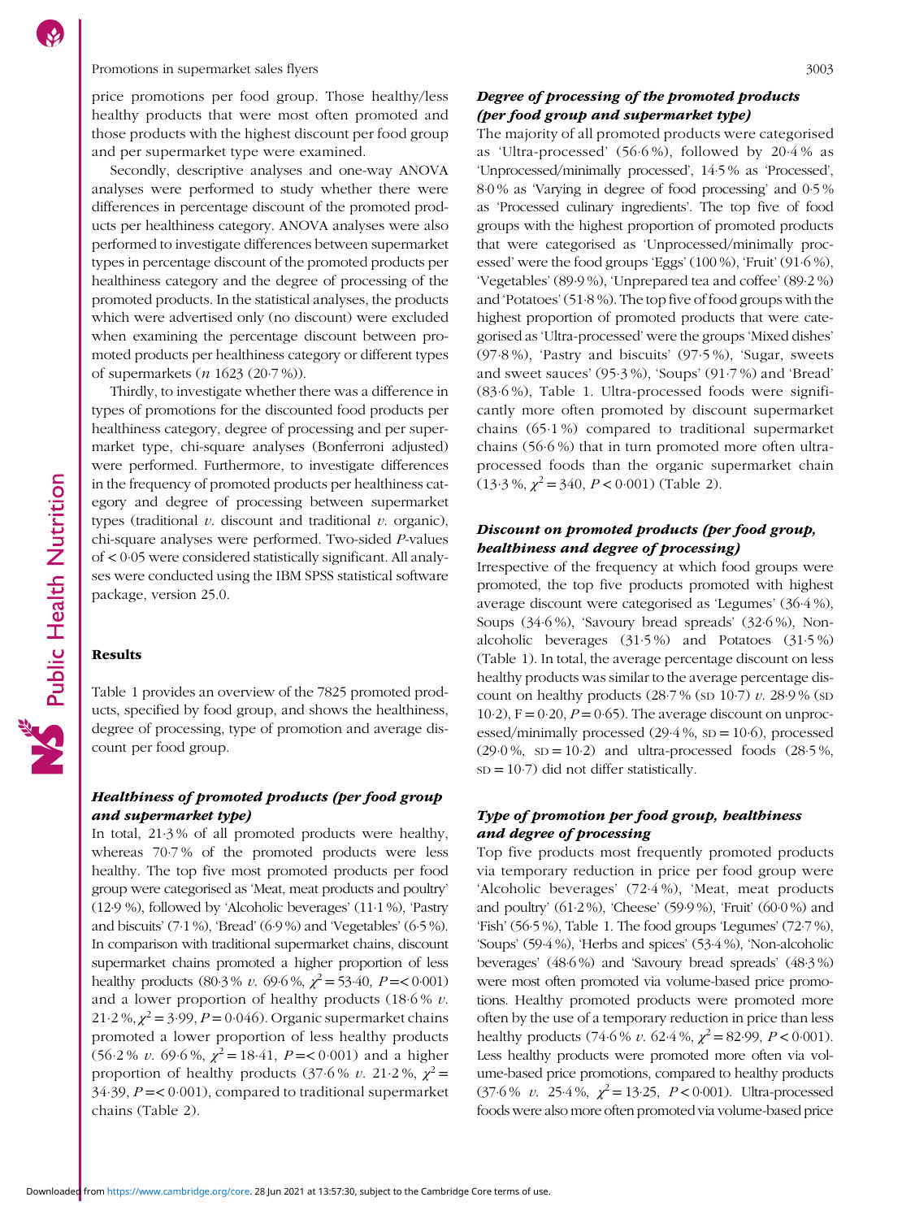price promotions per food group. Those healthy/less healthy products that were most often promoted and those products with the highest discount per food group and per supermarket type were examined.

Secondly, descriptive analyses and one-way ANOVA analyses were performed to study whether there were differences in percentage discount of the promoted products per healthiness category. ANOVA analyses were also performed to investigate differences between supermarket types in percentage discount of the promoted products per healthiness category and the degree of processing of the promoted products. In the statistical analyses, the products which were advertised only (no discount) were excluded when examining the percentage discount between promoted products per healthiness category or different types of supermarkets (*n* 1623 (20·7 %)).

Thirdly, to investigate whether there was a difference in types of promotions for the discounted food products per healthiness category, degree of processing and per supermarket type, chi-square analyses (Bonferroni adjusted) were performed. Furthermore, to investigate differences in the frequency of promoted products per healthiness category and degree of processing between supermarket types (traditional *v.* discount and traditional *v.* organic), chi-square analyses were performed. Two-sided *P*-values of < 0·05 were considered statistically significant. All analyses were conducted using the IBM SPSS statistical software package, version 25.0.

## Results

Table 1 provides an overview of the 7825 promoted products, specified by food group, and shows the healthiness, degree of processing, type of promotion and average discount per food group.

### *Healthiness of promoted products (per food group and supermarket type)*

In total, 21·3 % of all promoted products were healthy, whereas 70·7 % of the promoted products were less healthy. The top five most promoted products per food group were categorised as 'Meat, meat products and poultry' (12·9 %), followed by 'Alcoholic beverages' (11·1 %), 'Pastry and biscuits' (7·1 %), 'Bread' (6·9 %) and 'Vegetables' (6·5 %). In comparison with traditional supermarket chains, discount supermarket chains promoted a higher proportion of less healthy products (80·3 % *v.* 69·6 %, $\chi^2 = 53{\cdot}40$, $P = < 0{\cdot}001$) and a lower proportion of healthy products (18·6 % *v.* 21·2 %, $\chi^2 = 3{\cdot}99$, $P = 0{\cdot}046$). Organic supermarket chains promoted a lower proportion of less healthy products (56·2 % *v.* 69·6 %, $\chi^2 = 18{\cdot}41$, $P = < 0{\cdot}001$) and a higher proportion of healthy products (37·6 % *v.* 21·2 %, $\chi^2 = 34{\cdot}39$, $P = < 0{\cdot}001$), compared to traditional supermarket chains (Table 2).

### *Degree of processing of the promoted products (per food group and supermarket type)*

The majority of all promoted products were categorised as 'Ultra-processed' (56·6 %), followed by 20·4 % as 'Unprocessed/minimally processed', 14·5 % as 'Processed', 8·0 % as 'Varying in degree of food processing' and 0·5 % as 'Processed culinary ingredients'. The top five of food groups with the highest proportion of promoted products that were categorised as 'Unprocessed/minimally processed' were the food groups 'Eggs' (100 %), 'Fruit' (91·6 %), 'Vegetables' (89·9 %), 'Unprepared tea and coffee' (89·2 %) and 'Potatoes' (51·8 %). The top five of food groups with the highest proportion of promoted products that were categorised as 'Ultra-processed' were the groups 'Mixed dishes' (97·8 %), 'Pastry and biscuits' (97·5 %), 'Sugar, sweets and sweet sauces' (95·3 %), 'Soups' (91·7 %) and 'Bread' (83·6 %), Table 1. Ultra-processed foods were significantly more often promoted by discount supermarket chains (65·1 %) compared to traditional supermarket chains (56·6 %) that in turn promoted more often ultra-processed foods than the organic supermarket chain (13·3 %, $\chi^2 = 340$, $P < 0{\cdot}001$) (Table 2).

### *Discount on promoted products (per food group, healthiness and degree of processing)*

Irrespective of the frequency at which food groups were promoted, the top five products promoted with highest average discount were categorised as 'Legumes' (36·4 %), Soups (34·6 %), 'Savoury bread spreads' (32·6 %), Non-alcoholic beverages (31·5 %) and Potatoes (31·5 %) (Table 1). In total, the average percentage discount on less healthy products was similar to the average percentage discount on healthy products (28·7 % (SD 10·7) *v.* 28·9 % (SD 10·2), $F = 0{\cdot}20$, $P = 0{\cdot}65$). The average discount on unprocessed/minimally processed (29·4 %, SD = 10·6), processed (29·0 %, SD = 10·2) and ultra-processed foods (28·5 %, SD = 10·7) did not differ statistically.

### *Type of promotion per food group, healthiness and degree of processing*

Top five products most frequently promoted products via temporary reduction in price per food group were 'Alcoholic beverages' (72·4 %), 'Meat, meat products and poultry' (61·2 %), 'Cheese' (59·9 %), 'Fruit' (60·0 %) and 'Fish' (56·5 %), Table 1. The food groups 'Legumes' (72·7 %), 'Soups' (59·4 %), 'Herbs and spices' (53·4 %), 'Non-alcoholic beverages' (48·6 %) and 'Savoury bread spreads' (48·3 %) were most often promoted via volume-based price promotions. Healthy promoted products were promoted more often by the use of a temporary reduction in price than less healthy products (74·6 % *v.* 62·4 %, $\chi^2 = 82{\cdot}99$, $P < 0{\cdot}001$). Less healthy products were promoted more often via volume-based price promotions, compared to healthy products (37·6 % *v.* 25·4 %, $\chi^2 = 13{\cdot}25$, $P < 0{\cdot}001$). Ultra-processed foods were also more often promoted via volume-based price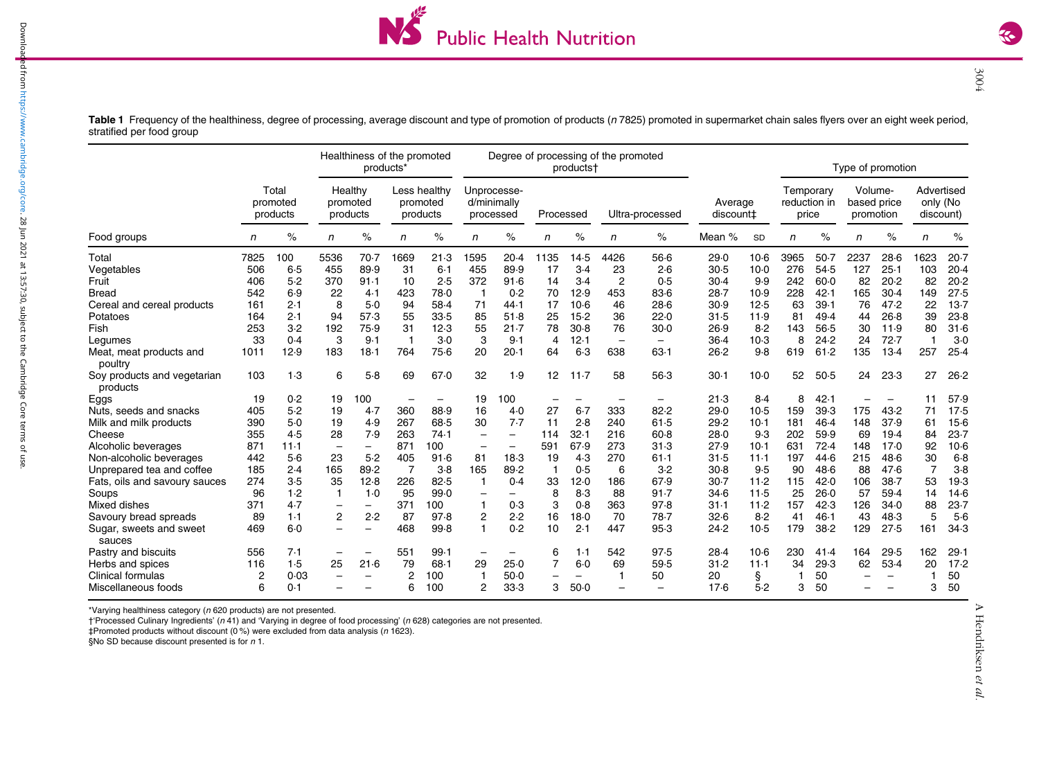**Table 1** Frequency of the healthiness, degree of processing, average discount and type of promotion of products (*n* 7825) promoted in supermarket chain sales flyers over an eight week period, stratified per food group

| | | | Healthiness of the promoted products* | | | | Degree of processing of the promoted products† | | | | | | | | Type of promotion | | | | | |
|---|---|---|---|---|---|---|---|---|---|---|---|---|---|---|---|---|---|---|---|---|
| | Total promoted products | | Healthy promoted products | | Less healthy promoted products | | Unprocessed/minimally processed | | Processed | | Ultra-processed | | Average discount‡ | | Temporary reduction in price | | Volume-based price promotion | | Advertised only (No discount) | |
| Food groups | *n* | % | *n* | % | *n* | % | *n* | % | *n* | % | *n* | % | Mean % | SD | *n* | % | *n* | % | *n* | % |
| Total | 7825 | 100 | 5536 | 70·7 | 1669 | 21·3 | 1595 | 20·4 | 1135 | 14·5 | 4426 | 56·6 | 29·0 | 10·6 | 3965 | 50·7 | 2237 | 28·6 | 1623 | 20·7 |
| Vegetables | 506 | 6·5 | 455 | 89·9 | 31 | 6·1 | 455 | 89·9 | 17 | 3·4 | 23 | 2·6 | 30·5 | 10·0 | 276 | 54·5 | 127 | 25·1 | 103 | 20·4 |
| Fruit | 406 | 5·2 | 370 | 91·1 | 10 | 2·5 | 372 | 91·6 | 14 | 3·4 | 2 | 0·5 | 30·4 | 9·9 | 242 | 60·0 | 82 | 20·2 | 82 | 20·2 |
| Bread | 542 | 6·9 | 22 | 4·1 | 423 | 78·0 | 1 | 0·2 | 70 | 12·9 | 453 | 83·6 | 28·7 | 10·9 | 228 | 42·1 | 165 | 30·4 | 149 | 27·5 |
| Cereal and cereal products | 161 | 2·1 | 8 | 5·0 | 94 | 58·4 | 71 | 44·1 | 17 | 10·6 | 46 | 28·6 | 30·9 | 12·5 | 63 | 39·1 | 76 | 47·2 | 22 | 13·7 |
| Potatoes | 164 | 2·1 | 94 | 57·3 | 55 | 33·5 | 85 | 51·8 | 25 | 15·2 | 36 | 22·0 | 31·5 | 11·9 | 81 | 49·4 | 44 | 26·8 | 39 | 23·8 |
| Fish | 253 | 3·2 | 192 | 75·9 | 31 | 12·3 | 55 | 21·7 | 78 | 30·8 | 76 | 30·0 | 26·9 | 8·2 | 143 | 56·5 | 30 | 11·9 | 80 | 31·6 |
| Legumes | 33 | 0·4 | 3 | 9·1 | 1 | 3·0 | 3 | 9·1 | 4 | 12·1 | – | – | 36·4 | 10·3 | 8 | 24·2 | 24 | 72·7 | 1 | 3·0 |
| Meat, meat products and poultry | 1011 | 12·9 | 183 | 18·1 | 764 | 75·6 | 20 | 20·1 | 64 | 6·3 | 638 | 63·1 | 26·2 | 9·8 | 619 | 61·2 | 135 | 13·4 | 257 | 25·4 |
| Soy products and vegetarian products | 103 | 1·3 | 6 | 5·8 | 69 | 67·0 | 32 | 1·9 | 12 | 11·7 | 58 | 56·3 | 30·1 | 10·0 | 52 | 50·5 | 24 | 23·3 | 27 | 26·2 |
| Eggs | 19 | 0·2 | 19 | 100 | – | – | 19 | 100 | – | – | – | – | 21·3 | 8·4 | 8 | 42·1 | – | – | 11 | 57·9 |
| Nuts, seeds and snacks | 405 | 5·2 | 19 | 4·7 | 360 | 88·9 | 16 | 4·0 | 27 | 6·7 | 333 | 82·2 | 29·0 | 10·5 | 159 | 39·3 | 175 | 43·2 | 71 | 17·5 |
| Milk and milk products | 390 | 5·0 | 19 | 4·9 | 267 | 68·5 | 30 | 7·7 | 11 | 2·8 | 240 | 61·5 | 29·2 | 10·1 | 181 | 46·4 | 148 | 37·9 | 61 | 15·6 |
| Cheese | 355 | 4·5 | 28 | 7·9 | 263 | 74·1 | – | – | 114 | 32·1 | 216 | 60·8 | 28·0 | 9·3 | 202 | 59·9 | 69 | 19·4 | 84 | 23·7 |
| Alcoholic beverages | 871 | 11·1 | – | – | 871 | 100 | – | – | 591 | 67·9 | 273 | 31·3 | 27·9 | 10·1 | 631 | 72·4 | 148 | 17·0 | 92 | 10·6 |
| Non-alcoholic beverages | 442 | 5·6 | 23 | 5·2 | 405 | 91·6 | 81 | 18·3 | 19 | 4·3 | 270 | 61·1 | 31·5 | 11·1 | 197 | 44·6 | 215 | 48·6 | 30 | 6·8 |
| Unprepared tea and coffee | 185 | 2·4 | 165 | 89·2 | 7 | 3·8 | 165 | 89·2 | 1 | 0·5 | 6 | 3·2 | 30·8 | 9·5 | 90 | 48·6 | 88 | 47·6 | 7 | 3·8 |
| Fats, oils and savoury sauces | 274 | 3·5 | 35 | 12·8 | 226 | 82·5 | 1 | 0·4 | 33 | 12·0 | 186 | 67·9 | 30·7 | 11·2 | 115 | 42·0 | 106 | 38·7 | 53 | 19·3 |
| Soups | 96 | 1·2 | 1 | 1·0 | 95 | 99·0 | – | – | 8 | 8·3 | 88 | 91·7 | 34·6 | 11·5 | 25 | 26·0 | 57 | 59·4 | 14 | 14·6 |
| Mixed dishes | 371 | 4·7 | – | – | 371 | 100 | 1 | 0·3 | 3 | 0·8 | 363 | 97·8 | 31·1 | 11·2 | 157 | 42·3 | 126 | 34·0 | 88 | 23·7 |
| Savoury bread spreads | 89 | 1·1 | 2 | 2·2 | 87 | 97·8 | 2 | 2·2 | 16 | 18·0 | 70 | 78·7 | 32·6 | 8·2 | 41 | 46·1 | 43 | 48·3 | 5 | 5·6 |
| Sugar, sweets and sweet sauces | 469 | 6·0 | – | – | 468 | 99·8 | 1 | 0·2 | 10 | 2·1 | 447 | 95·3 | 24·2 | 10·5 | 179 | 38·2 | 129 | 27·5 | 161 | 34·3 |
| Pastry and biscuits | 556 | 7·1 | – | – | 551 | 99·1 | – | – | 6 | 1·1 | 542 | 97·5 | 28·4 | 10·6 | 230 | 41·4 | 164 | 29·5 | 162 | 29·1 |
| Herbs and spices | 116 | 1·5 | 25 | 21·6 | 79 | 68·1 | 29 | 25·0 | 7 | 6·0 | 69 | 59·5 | 31·2 | 11·1 | 34 | 29·3 | 62 | 53·4 | 20 | 17·2 |
| Clinical formulas | 2 | 0·03 | – | – | 2 | 100 | 1 | 50·0 | – | – | 1 | 50 | 20 | § | 1 | 50 | – | – | 1 | 50 |
| Miscellaneous foods | 6 | 0·1 | – | – | 6 | 100 | 2 | 33·3 | 3 | 50·0 | – | – | 17·6 | 5·2 | 3 | 50 | – | – | 3 | 50 |

*Varying healthiness category (*n* 620 products) are not presented.

†'Processed Culinary Ingredients' (*n* 41) and 'Varying in degree of food processing' (*n* 628) categories are not presented.

‡Promoted products without discount (0 %) were excluded from data analysis (*n* 1623).

§No SD because discount presented is for *n* 1.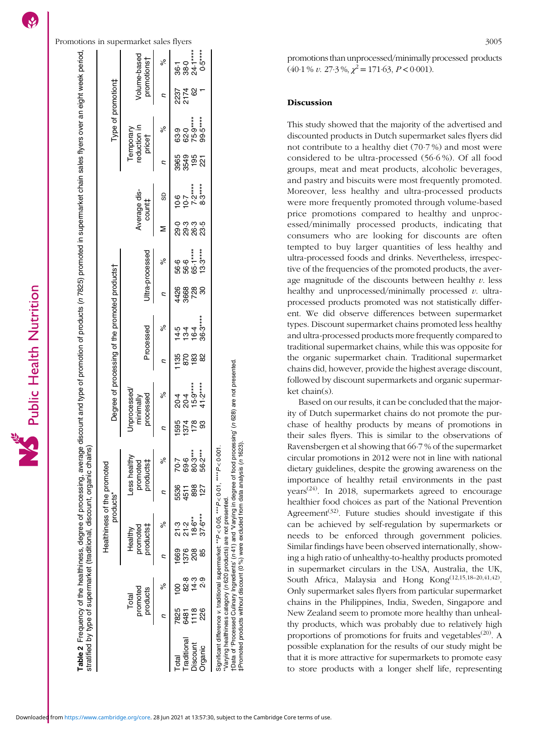**Table 2** Frequency of the healthiness, degree of processing, average discount and type of promotion of products (*n* 7825) promoted in supermarket chain sales flyers over an eight week period, stratified by type of supermarket (traditional, discount, organic chains)

| | Total promoted products | | Healthiness of the promoted products* | | | | Degree of processing of the promoted products† | | | | | | Average discount‡ | | Type of promotion‡ | | | |
|---|---|---|---|---|---|---|---|---|---|---|---|---|---|---|---|---|---|---|
| | | | Healthy promoted products‡ | | Less healthy promoted products‡ | | Unprocessed/ minimally processed | | Processed | | Ultra-processed | | | | Temporary reduction in price† | | Volume-based promotions† | |
| | *n* | % | *n* | % | *n* | % | *n* | % | *n* | % | *n* | % | M | SD | *n* | % | *n* | % |
| Total | 7825 | 100 | 1669 | 21·3 | 5536 | 70·7 | 1595 | 20·4 | 1135 | 14·5 | 4426 | 56·6 | 29·0 | 10·6 | 3965 | 63·9 | 2237 | 36·1 |
| Traditional | 6481 | 82·8 | 1376 | 21·2 | 4511 | 69·6 | 1374 | 20·4 | 870 | 13·4 | 3668 | 56·6 | 29·3 | 10·7 | 3549 | 62·0 | 2174 | 38·0 |
| Discount | 1118 | 14·3 | 208 | 18·6** | 898 | 80·3*** | 178 | 15·9**** | 183 | 16·4 | 728 | 65·1**** | 26·3 | 7·2**** | 195 | 75·9**** | 62 | 24·1**** |
| Organic | 226 | 2·9 | 85 | 37·6*** | 127 | 56·2*** | 93 | 41·2**** | 82 | 36·3**** | 30 | 13·3**** | 23·5 | 8·3**** | 221 | 99·5**** | 1 | 0·5**** |

Significant difference *v.* traditional supermarket: \*\*$P<0·05$, \*\*\*$P<0·01$, \*\*\*\*$P<0·001$.
*Varying healthiness category (*n* 620 products) are not presented.
†Data of 'Processed Culinary Ingredients' (*n* 41) and 'Varying in degree of food processing' (*n* 628) are not presented.
‡Promoted products without discount (0 %) were excluded from data analysis (*n* 1623).

promotions than unprocessed/minimally processed products (40·1 % *v.* 27·3 %, $\chi^2 = 171·63$, $P < 0·001$).

## Discussion

This study showed that the majority of the advertised and discounted products in Dutch supermarket sales flyers did not contribute to a healthy diet (70·7 %) and most were considered to be ultra-processed (56·6 %). Of all food groups, meat and meat products, alcoholic beverages, and pastry and biscuits were most frequently promoted. Moreover, less healthy and ultra-processed products were more frequently promoted through volume-based price promotions compared to healthy and unprocessed/minimally processed products, indicating that consumers who are looking for discounts are often tempted to buy larger quantities of less healthy and ultra-processed foods and drinks. Nevertheless, irrespective of the frequencies of the promoted products, the average magnitude of the discounts between healthy *v.* less healthy and unprocessed/minimally processed *v.* ultra-processed products promoted was not statistically different. We did observe differences between supermarket types. Discount supermarket chains promoted less healthy and ultra-processed products more frequently compared to traditional supermarket chains, while this was opposite for the organic supermarket chain. Traditional supermarket chains did, however, provide the highest average discount, followed by discount supermarkets and organic supermarket chain(s).

Based on our results, it can be concluded that the majority of Dutch supermarket chains do not promote the purchase of healthy products by means of promotions in their sales flyers. This is similar to the observations of Ravensbergen et al showing that 66·7 % of the supermarket circular promotions in 2012 were not in line with national dietary guidelines, despite the growing awareness on the importance of healthy retail environments in the past years[24]. In 2018, supermarkets agreed to encourage healthier food choices as part of the National Prevention Agreement[32]. Future studies should investigate if this can be achieved by self-regulation by supermarkets or needs to be enforced through government policies. Similar findings have been observed internationally, showing a high ratio of unhealthy-to-healthy products promoted in supermarket circulars in the USA, Australia, the UK, South Africa, Malaysia and Hong Kong[12,15,18–20,41,42]. Only supermarket sales flyers from particular supermarket chains in the Philippines, India, Sweden, Singapore and New Zealand seem to promote more healthy than unhealthy products, which was probably due to relatively high proportions of promotions for fruits and vegetables[20]. A possible explanation for the results of our study might be that it is more attractive for supermarkets to promote easy to store products with a longer shelf life, representing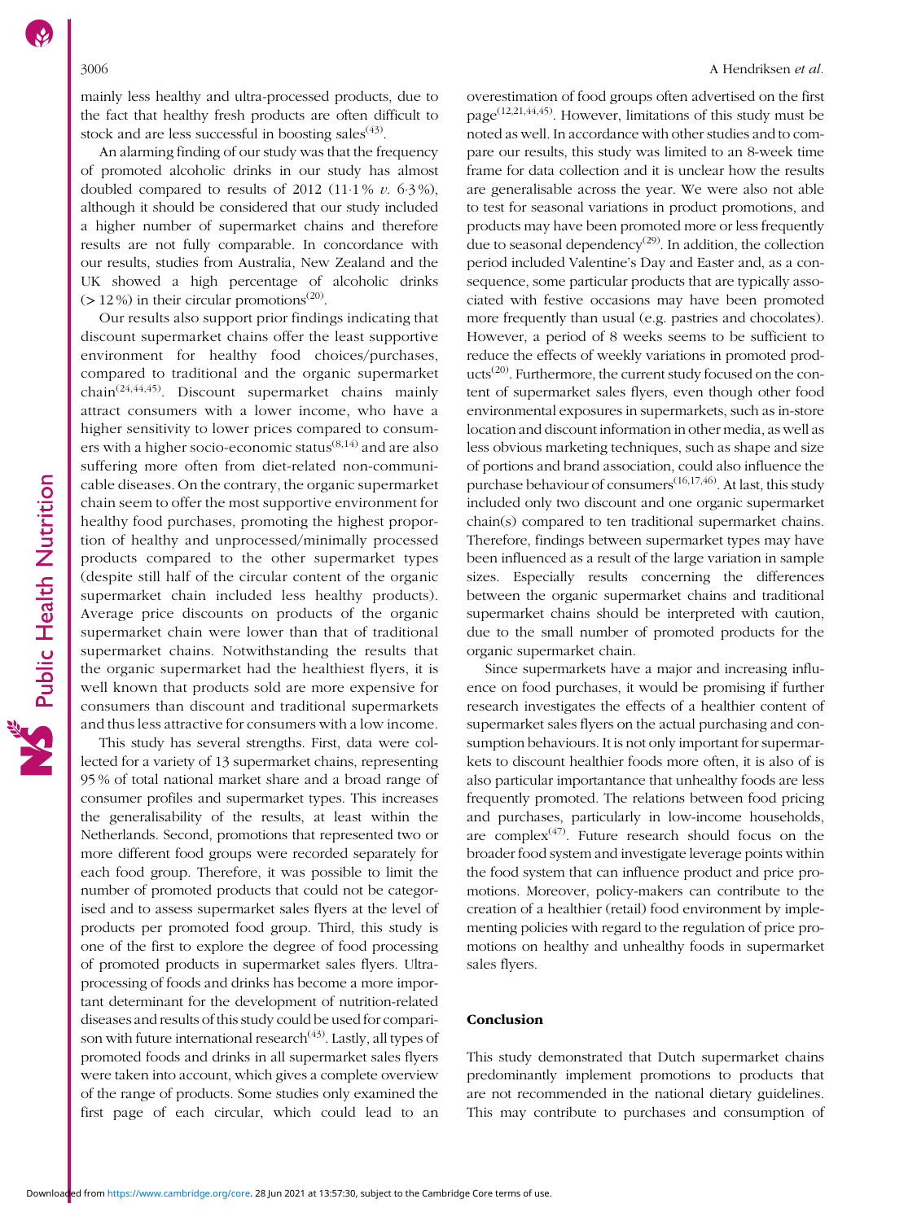mainly less healthy and ultra-processed products, due to the fact that healthy fresh products are often difficult to stock and are less successful in boosting sales[43].

An alarming finding of our study was that the frequency of promoted alcoholic drinks in our study has almost doubled compared to results of 2012 (11·1 % *v.* 6·3 %), although it should be considered that our study included a higher number of supermarket chains and therefore results are not fully comparable. In concordance with our results, studies from Australia, New Zealand and the UK showed a high percentage of alcoholic drinks (> 12 %) in their circular promotions[20].

Our results also support prior findings indicating that discount supermarket chains offer the least supportive environment for healthy food choices/purchases, compared to traditional and the organic supermarket chain[24,44,45]. Discount supermarket chains mainly attract consumers with a lower income, who have a higher sensitivity to lower prices compared to consumers with a higher socio-economic status[8,14] and are also suffering more often from diet-related non-communicable diseases. On the contrary, the organic supermarket chain seem to offer the most supportive environment for healthy food purchases, promoting the highest proportion of healthy and unprocessed/minimally processed products compared to the other supermarket types (despite still half of the circular content of the organic supermarket chain included less healthy products). Average price discounts on products of the organic supermarket chain were lower than that of traditional supermarket chains. Notwithstanding the results that the organic supermarket had the healthiest flyers, it is well known that products sold are more expensive for consumers than discount and traditional supermarkets and thus less attractive for consumers with a low income.

This study has several strengths. First, data were collected for a variety of 13 supermarket chains, representing 95 % of total national market share and a broad range of consumer profiles and supermarket types. This increases the generalisability of the results, at least within the Netherlands. Second, promotions that represented two or more different food groups were recorded separately for each food group. Therefore, it was possible to limit the number of promoted products that could not be categorised and to assess supermarket sales flyers at the level of products per promoted food group. Third, this study is one of the first to explore the degree of food processing of promoted products in supermarket sales flyers. Ultra-processing of foods and drinks has become a more important determinant for the development of nutrition-related diseases and results of this study could be used for comparison with future international research[43]. Lastly, all types of promoted foods and drinks in all supermarket sales flyers were taken into account, which gives a complete overview of the range of products. Some studies only examined the first page of each circular, which could lead to an overestimation of food groups often advertised on the first page[12,21,44,45]. However, limitations of this study must be noted as well. In accordance with other studies and to compare our results, this study was limited to an 8-week time frame for data collection and it is unclear how the results are generalisable across the year. We were also not able to test for seasonal variations in product promotions, and products may have been promoted more or less frequently due to seasonal dependency[29]. In addition, the collection period included Valentine's Day and Easter and, as a consequence, some particular products that are typically associated with festive occasions may have been promoted more frequently than usual (e.g. pastries and chocolates). However, a period of 8 weeks seems to be sufficient to reduce the effects of weekly variations in promoted products[20]. Furthermore, the current study focused on the content of supermarket sales flyers, even though other food environmental exposures in supermarkets, such as in-store location and discount information in other media, as well as less obvious marketing techniques, such as shape and size of portions and brand association, could also influence the purchase behaviour of consumers[16,17,46]. At last, this study included only two discount and one organic supermarket chain(s) compared to ten traditional supermarket chains. Therefore, findings between supermarket types may have been influenced as a result of the large variation in sample sizes. Especially results concerning the differences between the organic supermarket chains and traditional supermarket chains should be interpreted with caution, due to the small number of promoted products for the organic supermarket chain.

Since supermarkets have a major and increasing influence on food purchases, it would be promising if further research investigates the effects of a healthier content of supermarket sales flyers on the actual purchasing and consumption behaviours. It is not only important for supermarkets to discount healthier foods more often, it is also of is also particular importantance that unhealthy foods are less frequently promoted. The relations between food pricing and purchases, particularly in low-income households, are complex[47]. Future research should focus on the broader food system and investigate leverage points within the food system that can influence product and price promotions. Moreover, policy-makers can contribute to the creation of a healthier (retail) food environment by implementing policies with regard to the regulation of price promotions on healthy and unhealthy foods in supermarket sales flyers.

## Conclusion

This study demonstrated that Dutch supermarket chains predominantly implement promotions to products that are not recommended in the national dietary guidelines. This may contribute to purchases and consumption of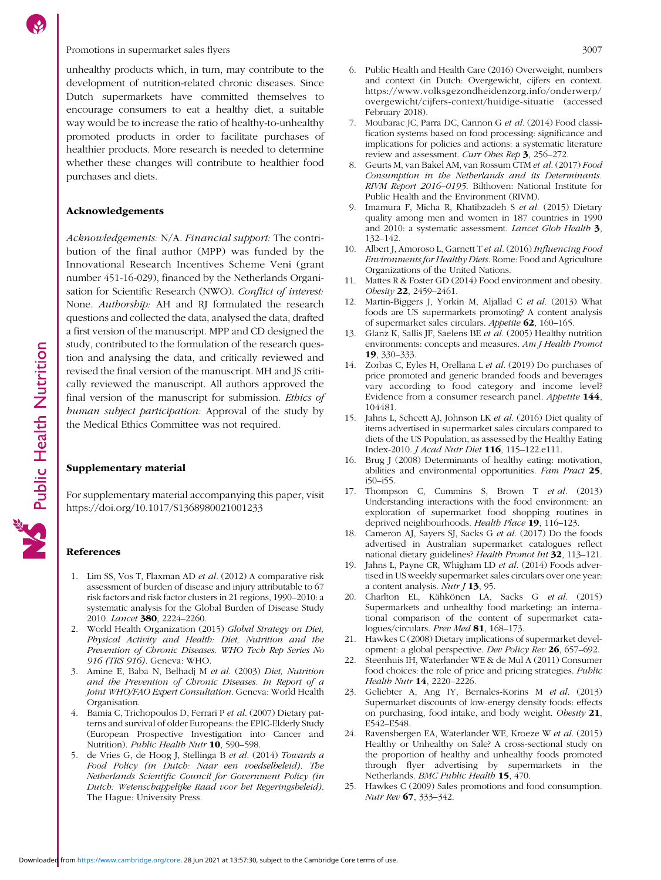unhealthy products which, in turn, may contribute to the development of nutrition-related chronic diseases. Since Dutch supermarkets have committed themselves to encourage consumers to eat a healthy diet, a suitable way would be to increase the ratio of healthy-to-unhealthy promoted products in order to facilitate purchases of healthier products. More research is needed to determine whether these changes will contribute to healthier food purchases and diets.

### Acknowledgements

*Acknowledgements:* N/A. *Financial support:* The contribution of the final author (MPP) was funded by the Innovational Research Incentives Scheme Veni (grant number 451-16-029), financed by the Netherlands Organisation for Scientific Research (NWO). *Conflict of interest:* None. *Authorship:* AH and RJ formulated the research questions and collected the data, analysed the data, drafted a first version of the manuscript. MPP and CD designed the study, contributed to the formulation of the research question and analysing the data, and critically reviewed and revised the final version of the manuscript. MH and JS critically reviewed the manuscript. All authors approved the final version of the manuscript for submission. *Ethics of human subject participation:* Approval of the study by the Medical Ethics Committee was not required.

### Supplementary material

For supplementary material accompanying this paper, visit https://doi.org/10.1017/S1368980021001233

### References

1. Lim SS, Vos T, Flaxman AD *et al.* (2012) A comparative risk assessment of burden of disease and injury attributable to 67 risk factors and risk factor clusters in 21 regions, 1990–2010: a systematic analysis for the Global Burden of Disease Study 2010. *Lancet* **380**, 2224–2260.
2. World Health Organization (2015) *Global Strategy on Diet, Physical Activity and Health: Diet, Nutrition and the Prevention of Chronic Diseases. WHO Tech Rep Series No 916 (TRS 916)*. Geneva: WHO.
3. Amine E, Baba N, Belhadj M *et al.* (2003) *Diet, Nutrition and the Prevention of Chronic Diseases. In Report of a Joint WHO/FAO Expert Consultation*. Geneva: World Health Organisation.
4. Bamia C, Trichopoulos D, Ferrari P *et al.* (2007) Dietary patterns and survival of older Europeans: the EPIC-Elderly Study (European Prospective Investigation into Cancer and Nutrition). *Public Health Nutr* **10**, 590–598.
5. de Vries G, de Hoog J, Stellinga B *et al.* (2014) *Towards a Food Policy (in Dutch: Naar een voedselbeleid). The Netherlands Scientific Council for Government Policy (in Dutch: Wetenschappelijke Raad voor het Regeringsbeleid)*. The Hague: University Press.
6. Public Health and Health Care (2016) Overweight, numbers and context (in Dutch: Overgewicht, cijfers en context. https://www.volksgezondheidenzorg.info/onderwerp/overgewicht/cijfers-context/huidige-situatie (accessed February 2018).
7. Moubarac JC, Parra DC, Cannon G *et al.* (2014) Food classification systems based on food processing: significance and implications for policies and actions: a systematic literature review and assessment. *Curr Obes Rep* **3**, 256–272.
8. Geurts M, van Bakel AM, van Rossum CTM *et al.* (2017) *Food Consumption in the Netherlands and its Determinants. RIVM Report 2016–0195*. Bilthoven: National Institute for Public Health and the Environment (RIVM).
9. Imamura F, Micha R, Khatibzadeh S *et al.* (2015) Dietary quality among men and women in 187 countries in 1990 and 2010: a systematic assessment. *Lancet Glob Health* **3**, 132–142.
10. Albert J, Amoroso L, Garnett T *et al.* (2016) *Influencing Food Environments for Healthy Diets*. Rome: Food and Agriculture Organizations of the United Nations.
11. Mattes R & Foster GD (2014) Food environment and obesity. *Obesity* **22**, 2459–2461.
12. Martin-Biggers J, Yorkin M, Aljallad C *et al.* (2013) What foods are US supermarkets promoting? A content analysis of supermarket sales circulars. *Appetite* **62**, 160–165.
13. Glanz K, Sallis JF, Saelens BE *et al.* (2005) Healthy nutrition environments: concepts and measures. *Am J Health Promot* **19**, 330–333.
14. Zorbas C, Eyles H, Orellana L *et al.* (2019) Do purchases of price promoted and generic branded foods and beverages vary according to food category and income level? Evidence from a consumer research panel. *Appetite* **144**, 104481.
15. Jahns L, Scheett AJ, Johnson LK *et al.* (2016) Diet quality of items advertised in supermarket sales circulars compared to diets of the US Population, as assessed by the Healthy Eating Index-2010. *J Acad Nutr Diet* **116**, 115–122.e111.
16. Brug J (2008) Determinants of healthy eating: motivation, abilities and environmental opportunities. *Fam Pract* **25**, i50–i55.
17. Thompson C, Cummins S, Brown T *et al.* (2013) Understanding interactions with the food environment: an exploration of supermarket food shopping routines in deprived neighbourhoods. *Health Place* **19**, 116–123.
18. Cameron AJ, Sayers SJ, Sacks G *et al.* (2017) Do the foods advertised in Australian supermarket catalogues reflect national dietary guidelines? *Health Promot Int* **32**, 113–121.
19. Jahns L, Payne CR, Whigham LD *et al.* (2014) Foods advertised in US weekly supermarket sales circulars over one year: a content analysis. *Nutr J* **13**, 95.
20. Charlton EL, Kähkönen LA, Sacks G *et al.* (2015) Supermarkets and unhealthy food marketing: an international comparison of the content of supermarket catalogues/circulars. *Prev Med* **81**, 168–173.
21. Hawkes C (2008) Dietary implications of supermarket development: a global perspective. *Dev Policy Rev* **26**, 657–692.
22. Steenhuis IH, Waterlander WE & de Mul A (2011) Consumer food choices: the role of price and pricing strategies. *Public Health Nutr* **14**, 2220–2226.
23. Geliebter A, Ang IY, Bernales-Korins M *et al.* (2013) Supermarket discounts of low-energy density foods: effects on purchasing, food intake, and body weight. *Obesity* **21**, E542–E548.
24. Ravensbergen EA, Waterlander WE, Kroeze W *et al.* (2015) Healthy or Unhealthy on Sale? A cross-sectional study on the proportion of healthy and unhealthy foods promoted through flyer advertising by supermarkets in the Netherlands. *BMC Public Health* **15**, 470.
25. Hawkes C (2009) Sales promotions and food consumption. *Nutr Rev* **67**, 333–342.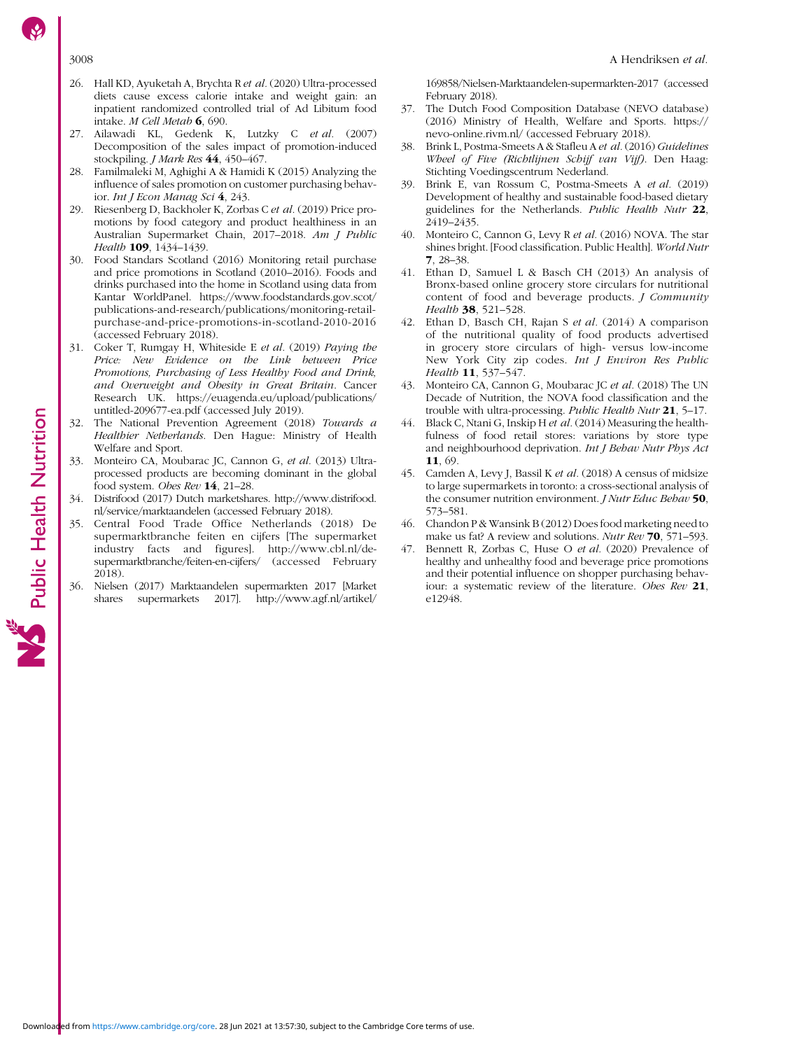26. Hall KD, Ayuketah A, Brychta R *et al.* (2020) Ultra-processed diets cause excess calorie intake and weight gain: an inpatient randomized controlled trial of Ad Libitum food intake. *M Cell Metab* **6**, 690.
27. Ailawadi KL, Gedenk K, Lutzky C *et al.* (2007) Decomposition of the sales impact of promotion-induced stockpiling. *J Mark Res* **44**, 450–467.
28. Familmaleki M, Aghighi A & Hamidi K (2015) Analyzing the influence of sales promotion on customer purchasing behavior. *Int J Econ Manag Sci* **4**, 243.
29. Riesenberg D, Backholer K, Zorbas C *et al.* (2019) Price promotions by food category and product healthiness in an Australian Supermarket Chain, 2017–2018. *Am J Public Health* **109**, 1434–1439.
30. Food Standars Scotland (2016) Monitoring retail purchase and price promotions in Scotland (2010–2016). Foods and drinks purchased into the home in Scotland using data from Kantar WorldPanel. https://www.foodstandards.gov.scot/publications-and-research/publications/monitoring-retail-purchase-and-price-promotions-in-scotland-2010-2016 (accessed February 2018).
31. Coker T, Rumgay H, Whiteside E *et al.* (2019) *Paying the Price: New Evidence on the Link between Price Promotions, Purchasing of Less Healthy Food and Drink, and Overweight and Obesity in Great Britain*. Cancer Research UK. https://euagenda.eu/upload/publications/untitled-209677-ea.pdf (accessed July 2019).
32. The National Prevention Agreement (2018) *Towards a Healthier Netherlands*. Den Hague: Ministry of Health Welfare and Sport.
33. Monteiro CA, Moubarac JC, Cannon G, *et al.* (2013) Ultra-processed products are becoming dominant in the global food system. *Obes Rev* **14**, 21–28.
34. Distrifood (2017) Dutch marketshares. http://www.distrifood.nl/service/marktaandelen (accessed February 2018).
35. Central Food Trade Office Netherlands (2018) De supermarktbranche feiten en cijfers [The supermarket industry facts and figures]. http://www.cbl.nl/de-supermarktbranche/feiten-en-cijfers/ (accessed February 2018).
36. Nielsen (2017) Marktaandelen supermarkten 2017 [Market shares supermarkets 2017]. http://www.agf.nl/artikel/169858/Nielsen-Marktaandelen-supermarkten-2017 (accessed February 2018).
37. The Dutch Food Composition Database (NEVO database) (2016) Ministry of Health, Welfare and Sports. https://nevo-online.rivm.nl/ (accessed February 2018).
38. Brink L, Postma-Smeets A & Stafleu A *et al.* (2016) *Guidelines Wheel of Five (Richtlijnen Schijf van Vijf)*. Den Haag: Stichting Voedingscentrum Nederland.
39. Brink E, van Rossum C, Postma-Smeets A *et al.* (2019) Development of healthy and sustainable food-based dietary guidelines for the Netherlands. *Public Health Nutr* **22**, 2419–2435.
40. Monteiro C, Cannon G, Levy R *et al.* (2016) NOVA. The star shines bright. [Food classification. Public Health]. *World Nutr* **7**, 28–38.
41. Ethan D, Samuel L & Basch CH (2013) An analysis of Bronx-based online grocery store circulars for nutritional content of food and beverage products. *J Community Health* **38**, 521–528.
42. Ethan D, Basch CH, Rajan S *et al.* (2014) A comparison of the nutritional quality of food products advertised in grocery store circulars of high- versus low-income New York City zip codes. *Int J Environ Res Public Health* **11**, 537–547.
43. Monteiro CA, Cannon G, Moubarac JC *et al.* (2018) The UN Decade of Nutrition, the NOVA food classification and the trouble with ultra-processing. *Public Health Nutr* **21**, 5–17.
44. Black C, Ntani G, Inskip H *et al.* (2014) Measuring the healthfulness of food retail stores: variations by store type and neighbourhood deprivation. *Int J Behav Nutr Phys Act* **11**, 69.
45. Camden A, Levy J, Bassil K *et al.* (2018) A census of midsize to large supermarkets in toronto: a cross-sectional analysis of the consumer nutrition environment. *J Nutr Educ Behav* **50**, 573–581.
46. Chandon P & Wansink B (2012) Does food marketing need to make us fat? A review and solutions. *Nutr Rev* **70**, 571–593.
47. Bennett R, Zorbas C, Huse O *et al.* (2020) Prevalence of healthy and unhealthy food and beverage price promotions and their potential influence on shopper purchasing behaviour: a systematic review of the literature. *Obes Rev* **21**, e12948.